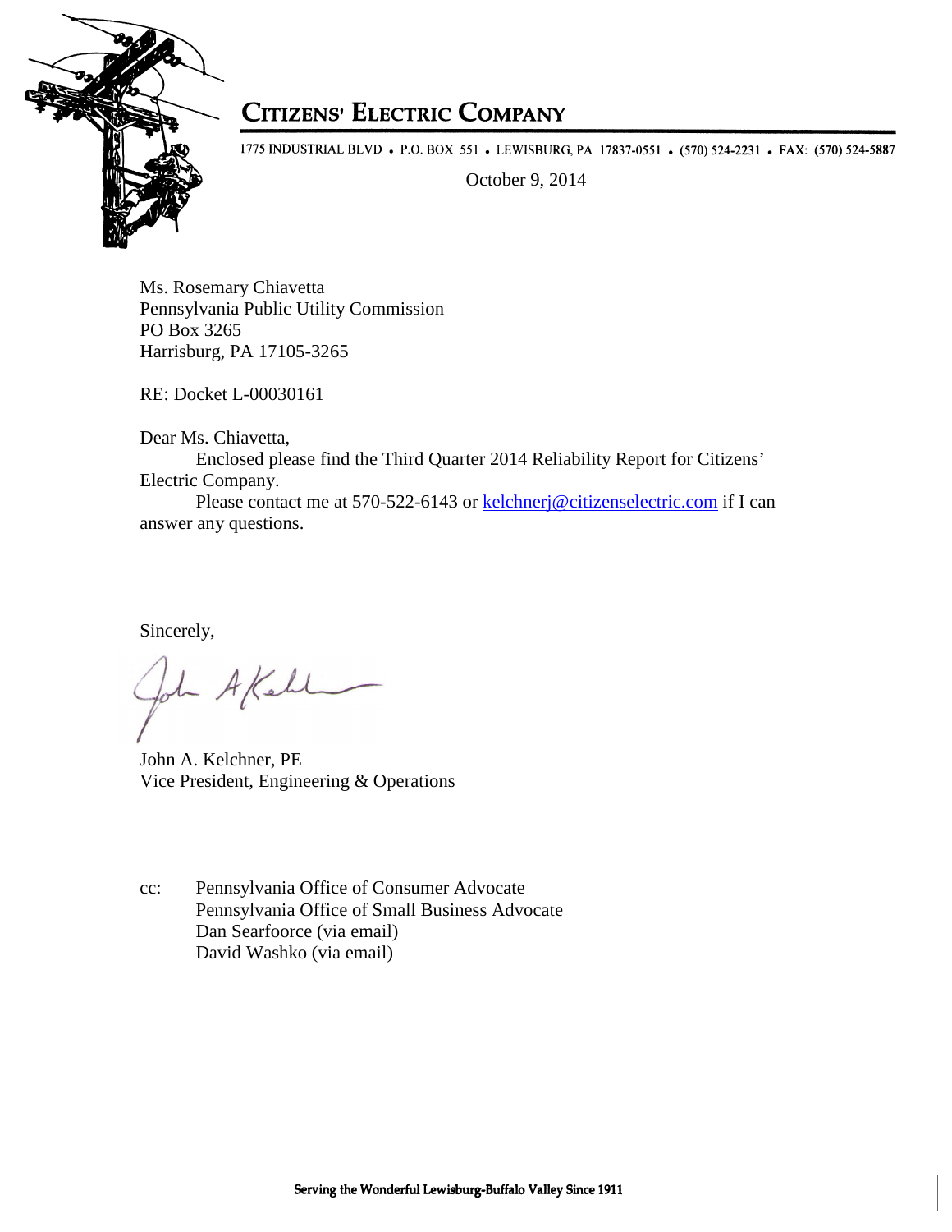# CITIZENS' ELECTRIC COMPANY

1775 INDUSTRIAL BLVD • P.O. BOX 551 • LEWISBURG, PA 17837-0551 • (570) 524-2231 • FAX: (570) 524-5887

October 9, 2014

Ms. Rosemary Chiavetta
Pennsylvania Public Utility Commission
PO Box 3265
Harrisburg, PA 17105-3265

RE: Docket L-00030161

Dear Ms. Chiavetta,

Enclosed please find the Third Quarter 2014 Reliability Report for Citizens' Electric Company.

Please contact me at 570-522-6143 or kelchnerj@citizenselectric.com if I can answer any questions.

Sincerely,

John A. Kelchner, PE
Vice President, Engineering & Operations

cc: Pennsylvania Office of Consumer Advocate
Pennsylvania Office of Small Business Advocate
Dan Searfoorce (via email)
David Washko (via email)

Serving the Wonderful Lewisburg-Buffalo Valley Since 1911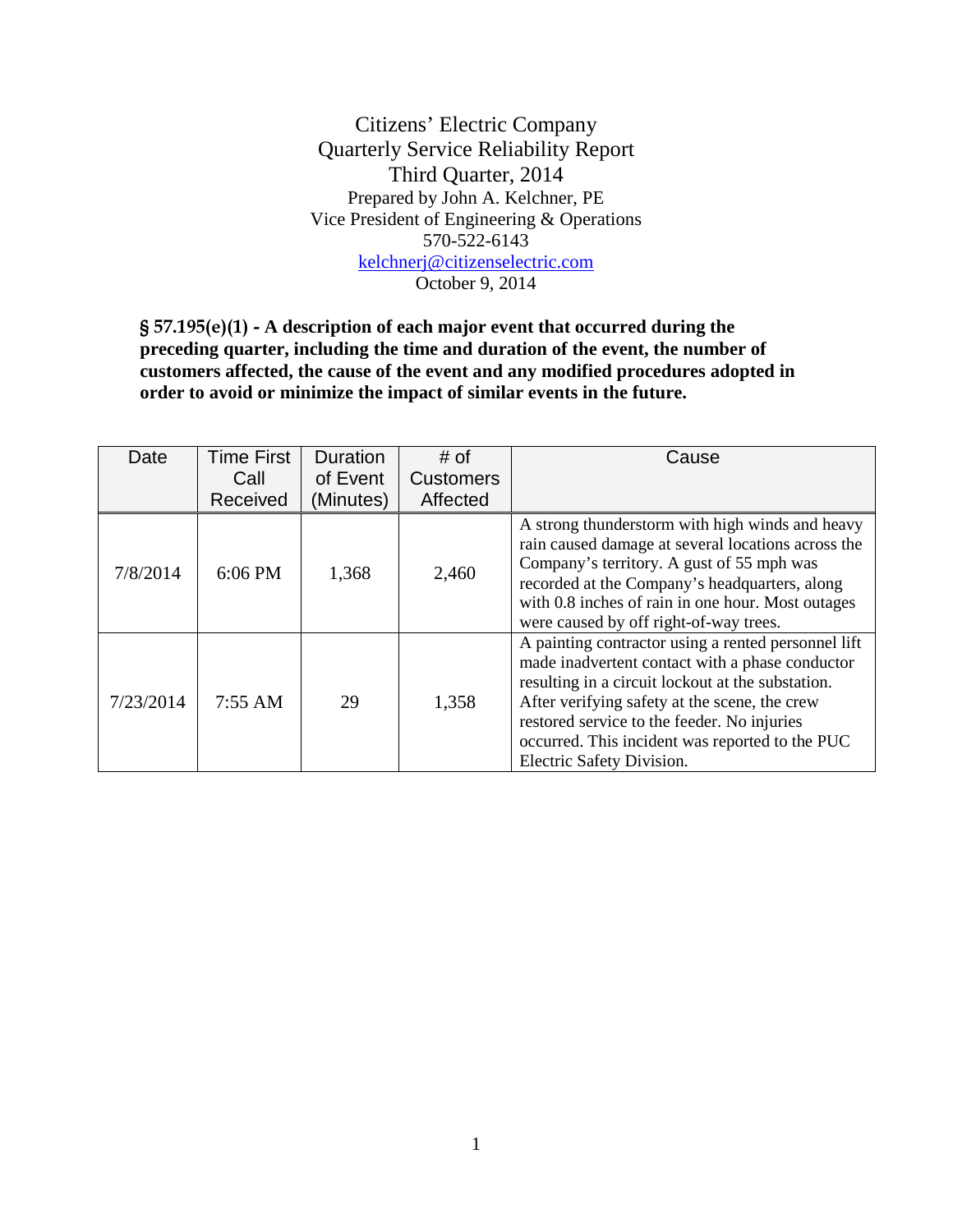# Citizens' Electric Company
## Quarterly Service Reliability Report
## Third Quarter, 2014

Prepared by John A. Kelchner, PE
Vice President of Engineering & Operations
570-522-6143
kelchnerj@citizenselectric.com
October 9, 2014

**§ 57.195(e)(1) - A description of each major event that occurred during the preceding quarter, including the time and duration of the event, the number of customers affected, the cause of the event and any modified procedures adopted in order to avoid or minimize the impact of similar events in the future.**

| Date | Time First Call Received | Duration of Event (Minutes) | # of Customers Affected | Cause |
|---|---|---|---|---|
| 7/8/2014 | 6:06 PM | 1,368 | 2,460 | A strong thunderstorm with high winds and heavy rain caused damage at several locations across the Company's territory. A gust of 55 mph was recorded at the Company's headquarters, along with 0.8 inches of rain in one hour. Most outages were caused by off right-of-way trees. |
| 7/23/2014 | 7:55 AM | 29 | 1,358 | A painting contractor using a rented personnel lift made inadvertent contact with a phase conductor resulting in a circuit lockout at the substation. After verifying safety at the scene, the crew restored service to the feeder. No injuries occurred. This incident was reported to the PUC Electric Safety Division. |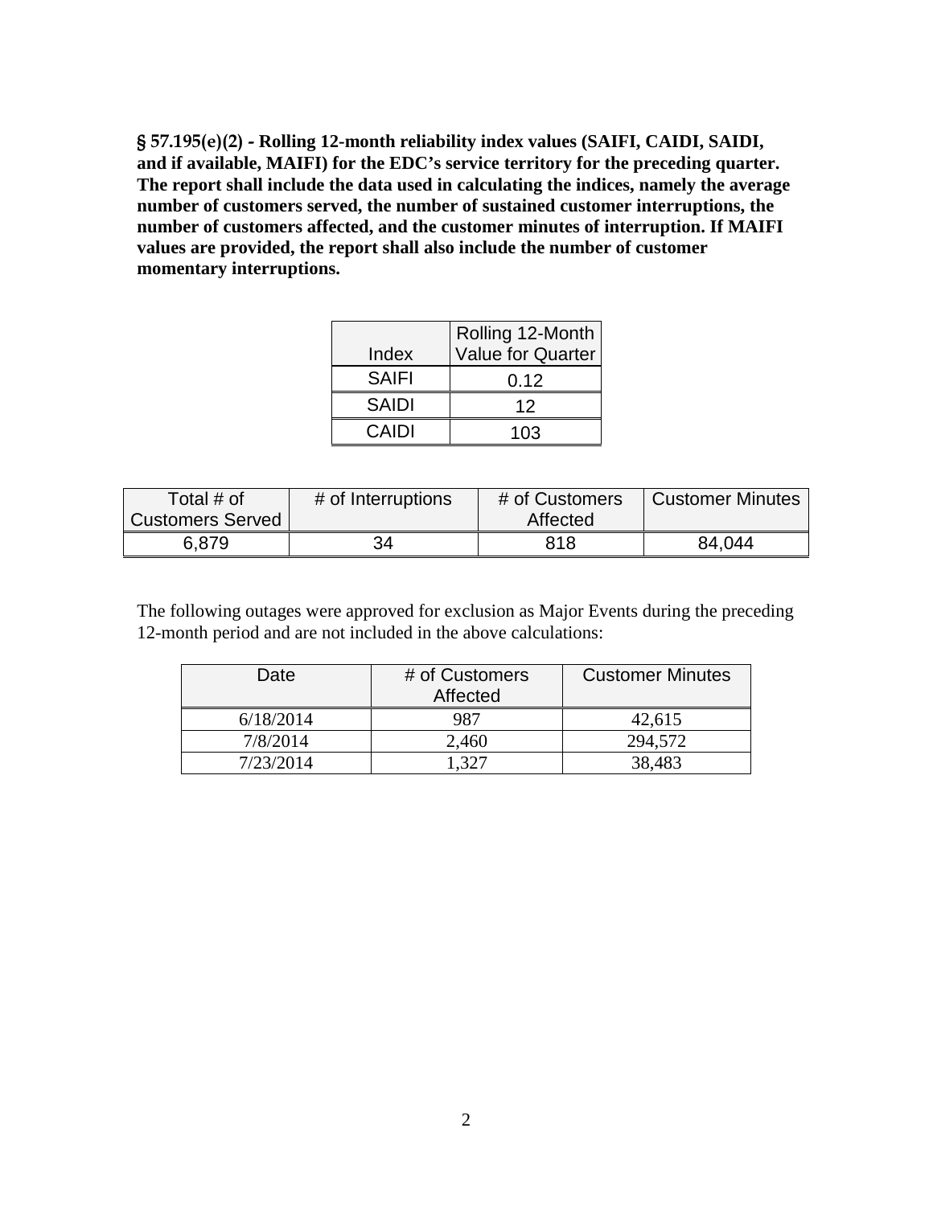**§ 57.195(e)(2) - Rolling 12-month reliability index values (SAIFI, CAIDI, SAIDI, and if available, MAIFI) for the EDC's service territory for the preceding quarter. The report shall include the data used in calculating the indices, namely the average number of customers served, the number of sustained customer interruptions, the number of customers affected, and the customer minutes of interruption. If MAIFI values are provided, the report shall also include the number of customer momentary interruptions.**

| Index | Rolling 12-Month Value for Quarter |
|---|---|
| SAIFI | 0.12 |
| SAIDI | 12 |
| CAIDI | 103 |

| Total # of Customers Served | # of Interruptions | # of Customers Affected | Customer Minutes |
|---|---|---|---|
| 6,879 | 34 | 818 | 84,044 |

The following outages were approved for exclusion as Major Events during the preceding 12-month period and are not included in the above calculations:

| Date | # of Customers Affected | Customer Minutes |
|---|---|---|
| 6/18/2014 | 987 | 42,615 |
| 7/8/2014 | 2,460 | 294,572 |
| 7/23/2014 | 1,327 | 38,483 |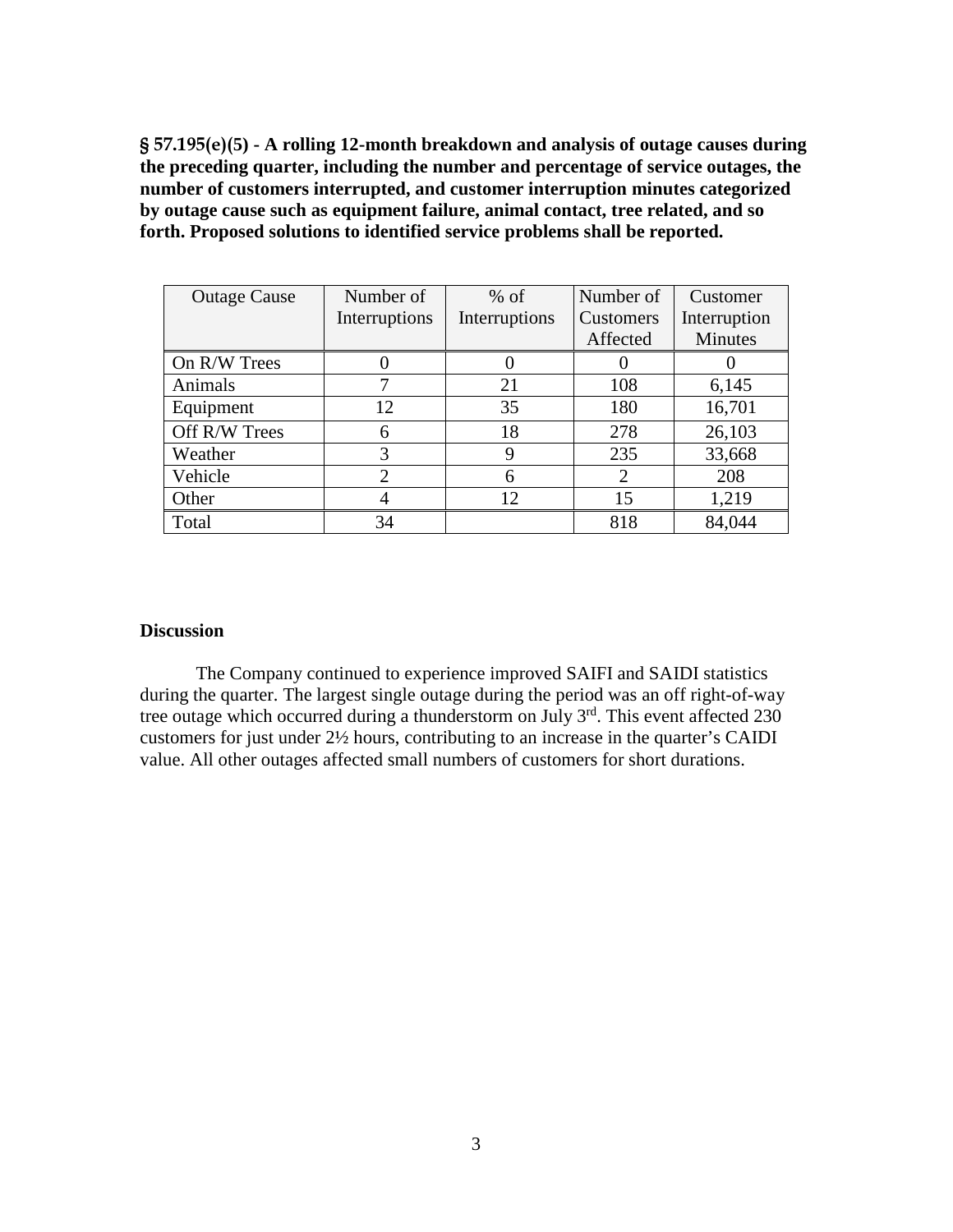**§ 57.195(e)(5) - A rolling 12-month breakdown and analysis of outage causes during the preceding quarter, including the number and percentage of service outages, the number of customers interrupted, and customer interruption minutes categorized by outage cause such as equipment failure, animal contact, tree related, and so forth. Proposed solutions to identified service problems shall be reported.**

| Outage Cause | Number of Interruptions | % of Interruptions | Number of Customers Affected | Customer Interruption Minutes |
|---|---|---|---|---|
| On R/W Trees | 0 | 0 | 0 | 0 |
| Animals | 7 | 21 | 108 | 6,145 |
| Equipment | 12 | 35 | 180 | 16,701 |
| Off R/W Trees | 6 | 18 | 278 | 26,103 |
| Weather | 3 | 9 | 235 | 33,668 |
| Vehicle | 2 | 6 | 2 | 208 |
| Other | 4 | 12 | 15 | 1,219 |
| Total | 34 | | 818 | 84,044 |

**Discussion**

The Company continued to experience improved SAIFI and SAIDI statistics during the quarter. The largest single outage during the period was an off right-of-way tree outage which occurred during a thunderstorm on July 3rd. This event affected 230 customers for just under 2½ hours, contributing to an increase in the quarter's CAIDI value. All other outages affected small numbers of customers for short durations.